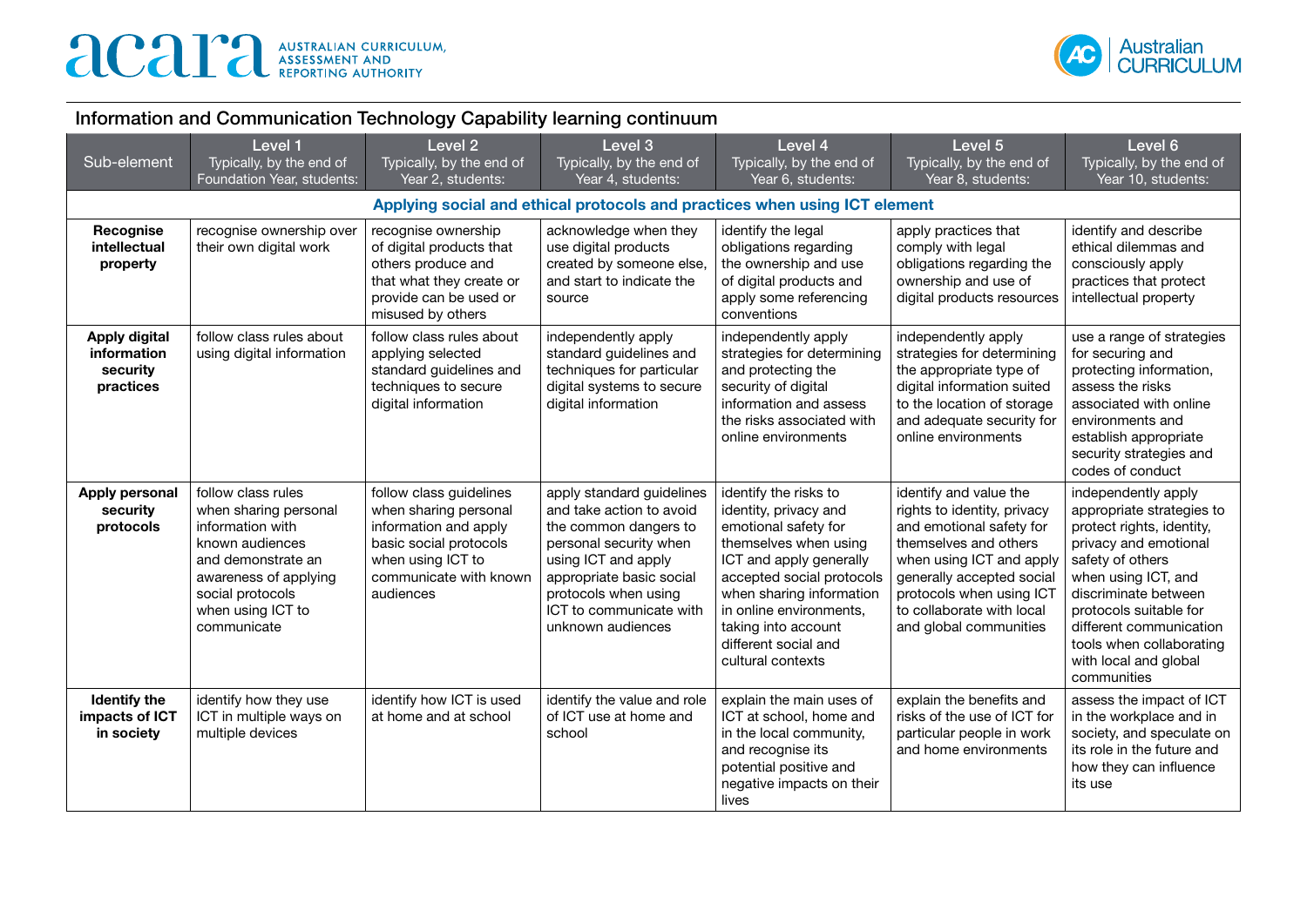## Information and Communication Technology Capability learning continuum

| Sub-element | Level 1 Typically, by the end of Foundation Year, students: | Level 2 Typically, by the end of Year 2, students: | Level 3 Typically, by the end of Year 4, students: | Level 4 Typically, by the end of Year 6, students: | Level 5 Typically, by the end of Year 8, students: | Level 6 Typically, by the end of Year 10, students: |
|---|---|---|---|---|---|---|
| **Applying social and ethical protocols and practices when using ICT element** | | | | | | |
| **Recognise intellectual property** | recognise ownership over their own digital work | recognise ownership of digital products that others produce and that what they create or provide can be used or misused by others | acknowledge when they use digital products created by someone else, and start to indicate the source | identify the legal obligations regarding the ownership and use of digital products and apply some referencing conventions | apply practices that comply with legal obligations regarding the ownership and use of digital products resources | identify and describe ethical dilemmas and consciously apply practices that protect intellectual property |
| **Apply digital information security practices** | follow class rules about using digital information | follow class rules about applying selected standard guidelines and techniques to secure digital information | independently apply standard guidelines and techniques for particular digital systems to secure digital information | independently apply strategies for determining and protecting the security of digital information and assess the risks associated with online environments | independently apply strategies for determining the appropriate type of digital information suited to the location of storage and adequate security for online environments | use a range of strategies for securing and protecting information, assess the risks associated with online environments and establish appropriate security strategies and codes of conduct |
| **Apply personal security protocols** | follow class rules when sharing personal information with known audiences and demonstrate an awareness of applying social protocols when using ICT to communicate | follow class guidelines when sharing personal information and apply basic social protocols when using ICT to communicate with known audiences | apply standard guidelines and take action to avoid the common dangers to personal security when using ICT and apply appropriate basic social protocols when using ICT to communicate with unknown audiences | identify the risks to identity, privacy and emotional safety for themselves when using ICT and apply generally accepted social protocols when sharing information in online environments, taking into account different social and cultural contexts | identify and value the rights to identity, privacy and emotional safety for themselves and others when using ICT and apply generally accepted social protocols when using ICT to collaborate with local and global communities | independently apply appropriate strategies to protect rights, identity, privacy and emotional safety of others when using ICT, and discriminate between protocols suitable for different communication tools when collaborating with local and global communities |
| **Identify the impacts of ICT in society** | identify how they use ICT in multiple ways on multiple devices | identify how ICT is used at home and at school | identify the value and role of ICT use at home and school | explain the main uses of ICT at school, home and in the local community, and recognise its potential positive and negative impacts on their lives | explain the benefits and risks of the use of ICT for particular people in work and home environments | assess the impact of ICT in the workplace and in society, and speculate on its role in the future and how they can influence its use |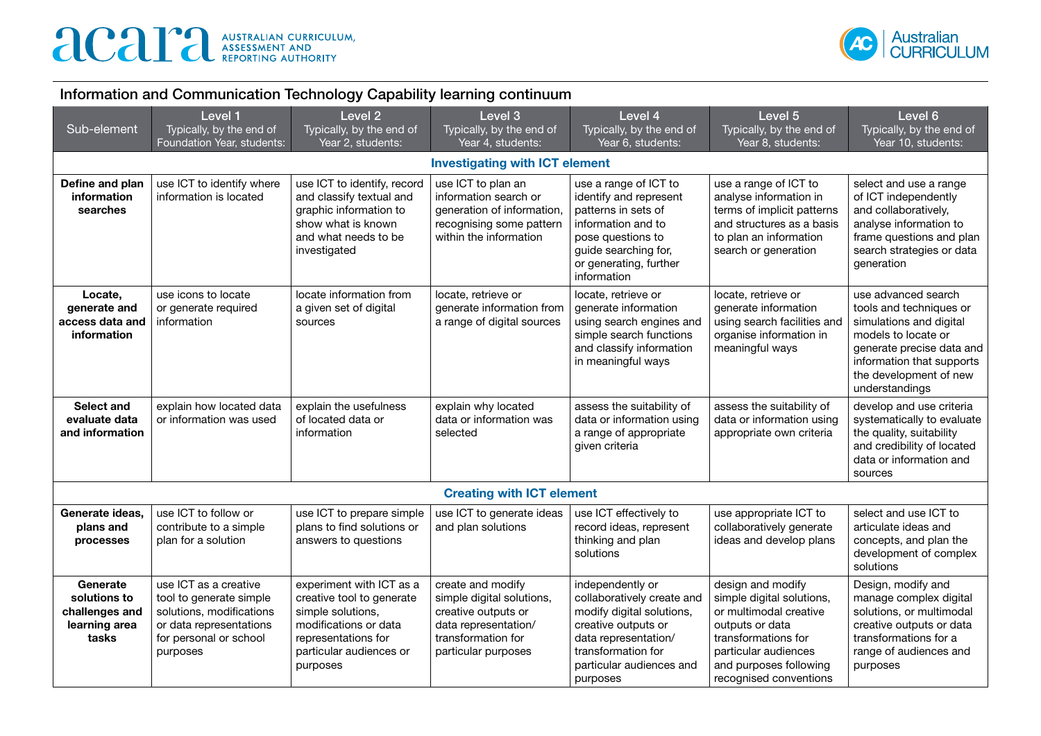## Information and Communication Technology Capability learning continuum

| Sub-element | Level 1 Typically, by the end of Foundation Year, students: | Level 2 Typically, by the end of Year 2, students: | Level 3 Typically, by the end of Year 4, students: | Level 4 Typically, by the end of Year 6, students: | Level 5 Typically, by the end of Year 8, students: | Level 6 Typically, by the end of Year 10, students: |
|---|---|---|---|---|---|---|
| **Investigating with ICT element** | | | | | | |
| **Define and plan information searches** | use ICT to identify where information is located | use ICT to identify, record and classify textual and graphic information to show what is known and what needs to be investigated | use ICT to plan an information search or generation of information, recognising some pattern within the information | use a range of ICT to identify and represent patterns in sets of information and to pose questions to guide searching for, or generating, further information | use a range of ICT to analyse information in terms of implicit patterns and structures as a basis to plan an information search or generation | select and use a range of ICT independently and collaboratively, analyse information to frame questions and plan search strategies or data generation |
| **Locate, generate and access data and information** | use icons to locate or generate required information | locate information from a given set of digital sources | locate, retrieve or generate information from a range of digital sources | locate, retrieve or generate information using search engines and simple search functions and classify information in meaningful ways | locate, retrieve or generate information using search facilities and organise information in meaningful ways | use advanced search tools and techniques or simulations and digital models to locate or generate precise data and information that supports the development of new understandings |
| **Select and evaluate data and information** | explain how located data or information was used | explain the usefulness of located data or information | explain why located data or information was selected | assess the suitability of data or information using a range of appropriate given criteria | assess the suitability of data or information using appropriate own criteria | develop and use criteria systematically to evaluate the quality, suitability and credibility of located data or information and sources |
| **Creating with ICT element** | | | | | | |
| **Generate ideas, plans and processes** | use ICT to follow or contribute to a simple plan for a solution | use ICT to prepare simple plans to find solutions or answers to questions | use ICT to generate ideas and plan solutions | use ICT effectively to record ideas, represent thinking and plan solutions | use appropriate ICT to collaboratively generate ideas and develop plans | select and use ICT to articulate ideas and concepts, and plan the development of complex solutions |
| **Generate solutions to challenges and learning area tasks** | use ICT as a creative tool to generate simple solutions, modifications or data representations for personal or school purposes | experiment with ICT as a creative tool to generate simple solutions, modifications or data representations for particular audiences or purposes | create and modify simple digital solutions, creative outputs or data representation/ transformation for particular purposes | independently or collaboratively create and modify digital solutions, creative outputs or data representation/ transformation for particular audiences and purposes | design and modify simple digital solutions, or multimodal creative outputs or data transformations for particular audiences and purposes following recognised conventions | Design, modify and manage complex digital solutions, or multimodal creative outputs or data transformations for a range of audiences and purposes |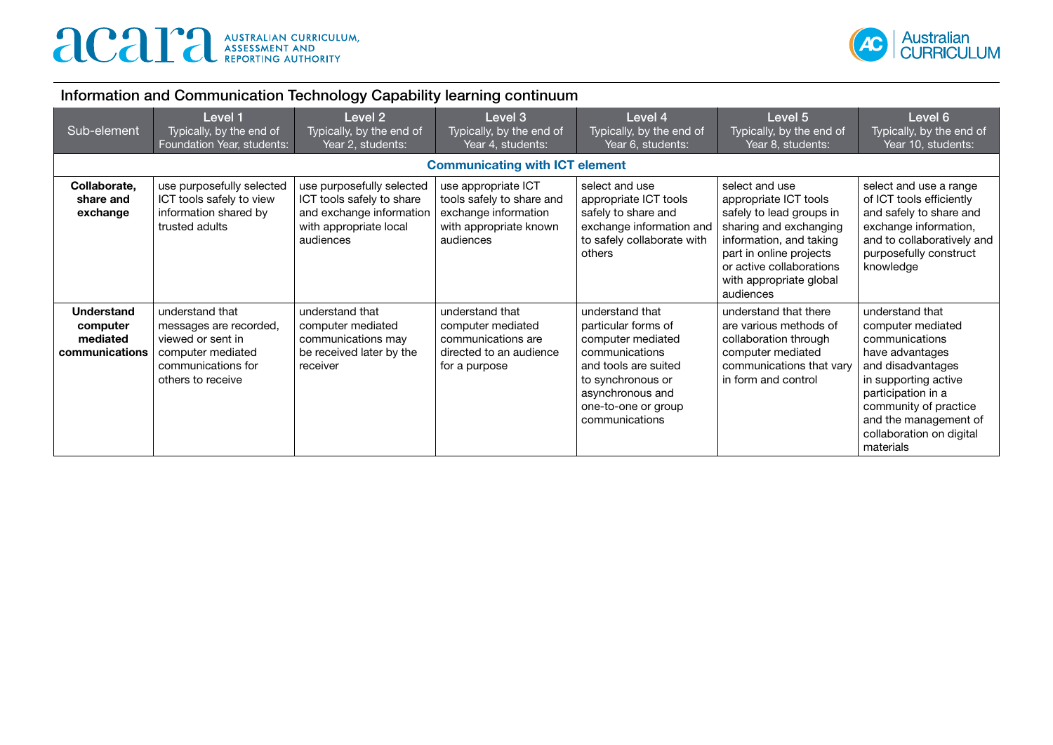## Information and Communication Technology Capability learning continuum

| Sub-element | Level 1 Typically, by the end of Foundation Year, students: | Level 2 Typically, by the end of Year 2, students: | Level 3 Typically, by the end of Year 4, students: | Level 4 Typically, by the end of Year 6, students: | Level 5 Typically, by the end of Year 8, students: | Level 6 Typically, by the end of Year 10, students: |
|---|---|---|---|---|---|---|
| **Communicating with ICT element** | | | | | | |
| **Collaborate, share and exchange** | use purposefully selected ICT tools safely to view information shared by trusted adults | use purposefully selected ICT tools safely to share and exchange information with appropriate local audiences | use appropriate ICT tools safely to share and exchange information with appropriate known audiences | select and use appropriate ICT tools safely to share and exchange information and to safely collaborate with others | select and use appropriate ICT tools safely to lead groups in sharing and exchanging information, and taking part in online projects or active collaborations with appropriate global audiences | select and use a range of ICT tools efficiently and safely to share and exchange information, and to collaboratively and purposefully construct knowledge |
| **Understand computer mediated communications** | understand that messages are recorded, viewed or sent in computer mediated communications for others to receive | understand that computer mediated communications may be received later by the receiver | understand that computer mediated communications are directed to an audience for a purpose | understand that particular forms of computer mediated communications and tools are suited to synchronous or asynchronous and one-to-one or group communications | understand that there are various methods of collaboration through computer mediated communications that vary in form and control | understand that computer mediated communications have advantages and disadvantages in supporting active participation in a community of practice and the management of collaboration on digital materials |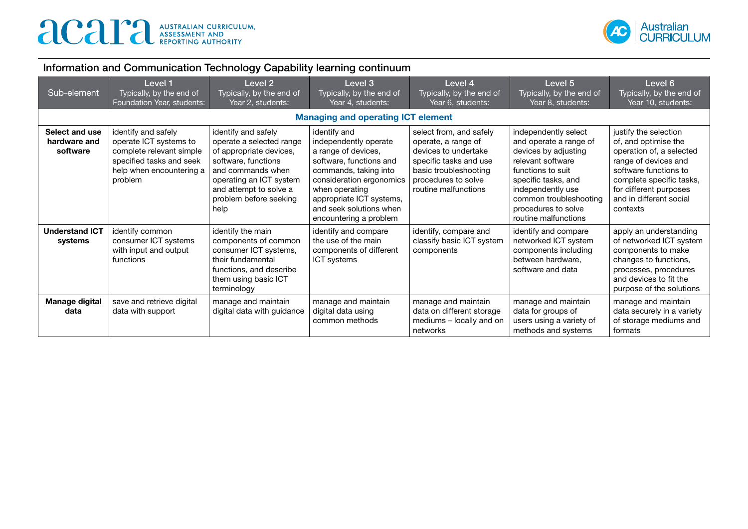## Information and Communication Technology Capability learning continuum

| Sub-element | Level 1 Typically, by the end of Foundation Year, students: | Level 2 Typically, by the end of Year 2, students: | Level 3 Typically, by the end of Year 4, students: | Level 4 Typically, by the end of Year 6, students: | Level 5 Typically, by the end of Year 8, students: | Level 6 Typically, by the end of Year 10, students: |
|---|---|---|---|---|---|---|
| **Managing and operating ICT element** | | | | | | |
| **Select and use hardware and software** | identify and safely operate ICT systems to complete relevant simple specified tasks and seek help when encountering a problem | identify and safely operate a selected range of appropriate devices, software, functions and commands when operating an ICT system and attempt to solve a problem before seeking help | identify and independently operate a range of devices, software, functions and commands, taking into consideration ergonomics when operating appropriate ICT systems, and seek solutions when encountering a problem | select from, and safely operate, a range of devices to undertake specific tasks and use basic troubleshooting procedures to solve routine malfunctions | independently select and operate a range of devices by adjusting relevant software functions to suit specific tasks, and independently use common troubleshooting procedures to solve routine malfunctions | justify the selection of, and optimise the operation of, a selected range of devices and software functions to complete specific tasks, for different purposes and in different social contexts |
| **Understand ICT systems** | identify common consumer ICT systems with input and output functions | identify the main components of common consumer ICT systems, their fundamental functions, and describe them using basic ICT terminology | identify and compare the use of the main components of different ICT systems | identify, compare and classify basic ICT system components | identify and compare networked ICT system components including between hardware, software and data | apply an understanding of networked ICT system components to make changes to functions, processes, procedures and devices to fit the purpose of the solutions |
| **Manage digital data** | save and retrieve digital data with support | manage and maintain digital data with guidance | manage and maintain digital data using common methods | manage and maintain data on different storage mediums – locally and on networks | manage and maintain data for groups of users using a variety of methods and systems | manage and maintain data securely in a variety of storage mediums and formats |